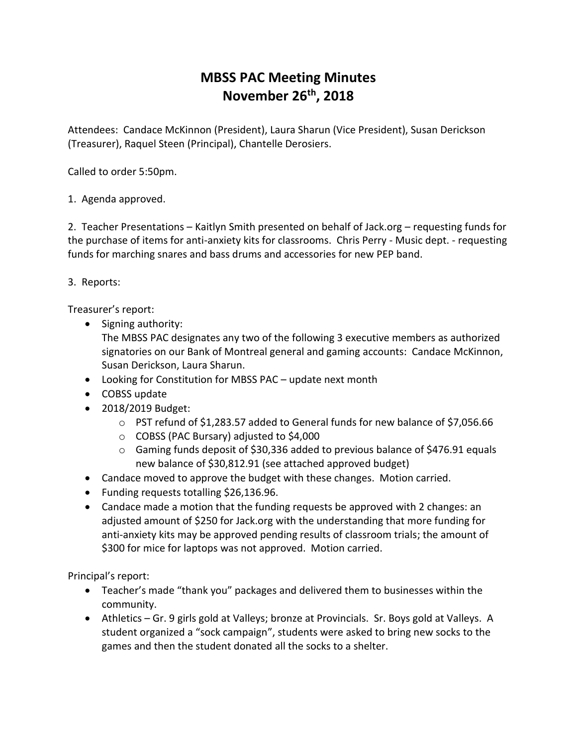# MBSS PAC Meeting Minutes
# November 26th, 2018

Attendees: Candace McKinnon (President), Laura Sharun (Vice President), Susan Derickson (Treasurer), Raquel Steen (Principal), Chantelle Derosiers.

Called to order 5:50pm.

1. Agenda approved.

2. Teacher Presentations – Kaitlyn Smith presented on behalf of Jack.org – requesting funds for the purchase of items for anti-anxiety kits for classrooms. Chris Perry - Music dept. - requesting funds for marching snares and bass drums and accessories for new PEP band.

3. Reports:

Treasurer's report:

- Signing authority:
  The MBSS PAC designates any two of the following 3 executive members as authorized signatories on our Bank of Montreal general and gaming accounts: Candace McKinnon, Susan Derickson, Laura Sharun.
- Looking for Constitution for MBSS PAC – update next month
- COBSS update
- 2018/2019 Budget:
  - PST refund of $1,283.57 added to General funds for new balance of $7,056.66
  - COBSS (PAC Bursary) adjusted to $4,000
  - Gaming funds deposit of $30,336 added to previous balance of $476.91 equals new balance of $30,812.91 (see attached approved budget)
- Candace moved to approve the budget with these changes. Motion carried.
- Funding requests totalling $26,136.96.
- Candace made a motion that the funding requests be approved with 2 changes: an adjusted amount of $250 for Jack.org with the understanding that more funding for anti-anxiety kits may be approved pending results of classroom trials; the amount of $300 for mice for laptops was not approved. Motion carried.

Principal's report:

- Teacher's made "thank you" packages and delivered them to businesses within the community.
- Athletics – Gr. 9 girls gold at Valleys; bronze at Provincials. Sr. Boys gold at Valleys. A student organized a "sock campaign", students were asked to bring new socks to the games and then the student donated all the socks to a shelter.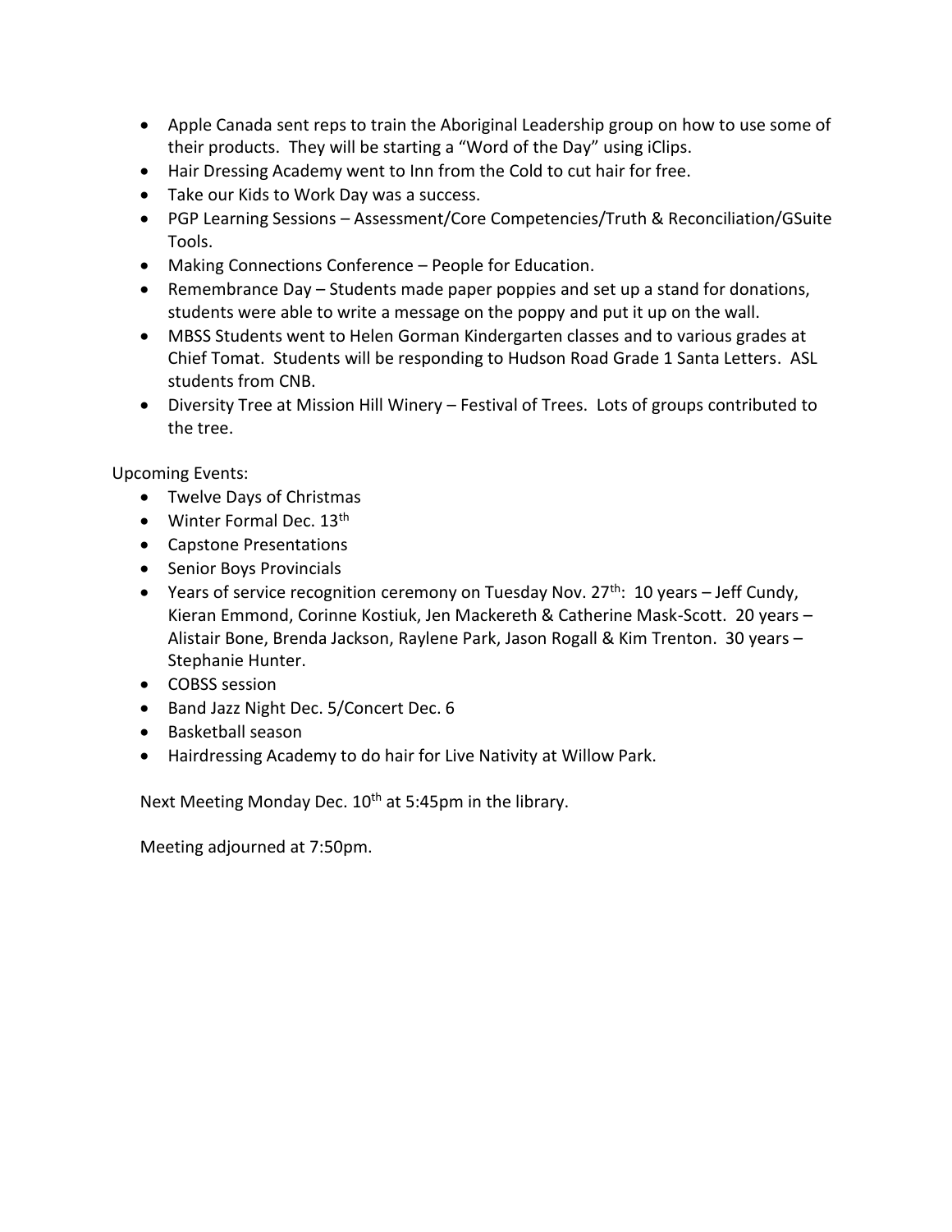- Apple Canada sent reps to train the Aboriginal Leadership group on how to use some of their products. They will be starting a "Word of the Day" using iClips.
- Hair Dressing Academy went to Inn from the Cold to cut hair for free.
- Take our Kids to Work Day was a success.
- PGP Learning Sessions – Assessment/Core Competencies/Truth & Reconciliation/GSuite Tools.
- Making Connections Conference – People for Education.
- Remembrance Day – Students made paper poppies and set up a stand for donations, students were able to write a message on the poppy and put it up on the wall.
- MBSS Students went to Helen Gorman Kindergarten classes and to various grades at Chief Tomat. Students will be responding to Hudson Road Grade 1 Santa Letters. ASL students from CNB.
- Diversity Tree at Mission Hill Winery – Festival of Trees. Lots of groups contributed to the tree.

Upcoming Events:

- Twelve Days of Christmas
- Winter Formal Dec. 13th
- Capstone Presentations
- Senior Boys Provincials
- Years of service recognition ceremony on Tuesday Nov. 27th: 10 years – Jeff Cundy, Kieran Emmond, Corinne Kostiuk, Jen Mackereth & Catherine Mask-Scott. 20 years – Alistair Bone, Brenda Jackson, Raylene Park, Jason Rogall & Kim Trenton. 30 years – Stephanie Hunter.
- COBSS session
- Band Jazz Night Dec. 5/Concert Dec. 6
- Basketball season
- Hairdressing Academy to do hair for Live Nativity at Willow Park.

Next Meeting Monday Dec. 10th at 5:45pm in the library.

Meeting adjourned at 7:50pm.